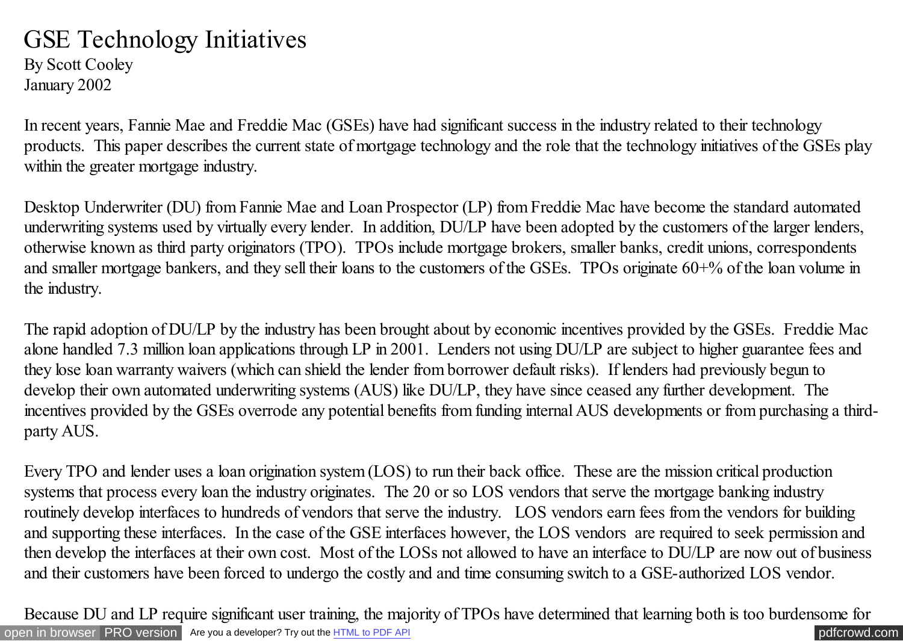# GSE Technology Initiatives

By Scott Cooley
January 2002

In recent years, Fannie Mae and Freddie Mac (GSEs) have had significant success in the industry related to their technology products. This paper describes the current state of mortgage technology and the role that the technology initiatives of the GSEs play within the greater mortgage industry.

Desktop Underwriter (DU) from Fannie Mae and Loan Prospector (LP) from Freddie Mac have become the standard automated underwriting systems used by virtually every lender. In addition, DU/LP have been adopted by the customers of the larger lenders, otherwise known as third party originators (TPO). TPOs include mortgage brokers, smaller banks, credit unions, correspondents and smaller mortgage bankers, and they sell their loans to the customers of the GSEs. TPOs originate 60+% of the loan volume in the industry.

The rapid adoption of DU/LP by the industry has been brought about by economic incentives provided by the GSEs. Freddie Mac alone handled 7.3 million loan applications through LP in 2001. Lenders not using DU/LP are subject to higher guarantee fees and they lose loan warranty waivers (which can shield the lender from borrower default risks). If lenders had previously begun to develop their own automated underwriting systems (AUS) like DU/LP, they have since ceased any further development. The incentives provided by the GSEs overrode any potential benefits from funding internal AUS developments or from purchasing a third-party AUS.

Every TPO and lender uses a loan origination system (LOS) to run their back office. These are the mission critical production systems that process every loan the industry originates. The 20 or so LOS vendors that serve the mortgage banking industry routinely develop interfaces to hundreds of vendors that serve the industry. LOS vendors earn fees from the vendors for building and supporting these interfaces. In the case of the GSE interfaces however, the LOS vendors are required to seek permission and then develop the interfaces at their own cost. Most of the LOSs not allowed to have an interface to DU/LP are now out of business and their customers have been forced to undergo the costly and and time consuming switch to a GSE-authorized LOS vendor.

Because DU and LP require significant user training, the majority of TPOs have determined that learning both is too burdensome for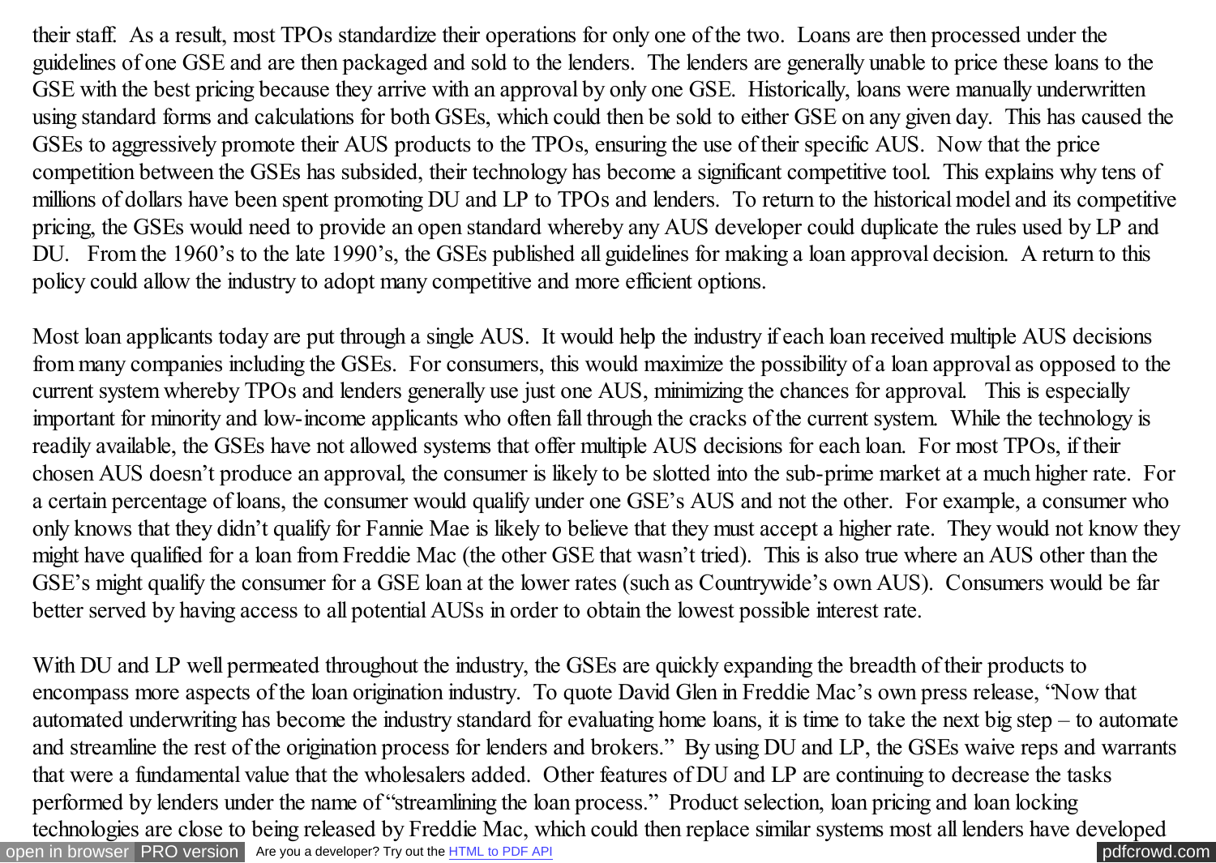their staff. As a result, most TPOs standardize their operations for only one of the two. Loans are then processed under the guidelines of one GSE and are then packaged and sold to the lenders. The lenders are generally unable to price these loans to the GSE with the best pricing because they arrive with an approval by only one GSE. Historically, loans were manually underwritten using standard forms and calculations for both GSEs, which could then be sold to either GSE on any given day. This has caused the GSEs to aggressively promote their AUS products to the TPOs, ensuring the use of their specific AUS. Now that the price competition between the GSEs has subsided, their technology has become a significant competitive tool. This explains why tens of millions of dollars have been spent promoting DU and LP to TPOs and lenders. To return to the historical model and its competitive pricing, the GSEs would need to provide an open standard whereby any AUS developer could duplicate the rules used by LP and DU. From the 1960's to the late 1990's, the GSEs published all guidelines for making a loan approval decision. A return to this policy could allow the industry to adopt many competitive and more efficient options.

Most loan applicants today are put through a single AUS. It would help the industry if each loan received multiple AUS decisions from many companies including the GSEs. For consumers, this would maximize the possibility of a loan approval as opposed to the current system whereby TPOs and lenders generally use just one AUS, minimizing the chances for approval. This is especially important for minority and low-income applicants who often fall through the cracks of the current system. While the technology is readily available, the GSEs have not allowed systems that offer multiple AUS decisions for each loan. For most TPOs, if their chosen AUS doesn't produce an approval, the consumer is likely to be slotted into the sub-prime market at a much higher rate. For a certain percentage of loans, the consumer would qualify under one GSE's AUS and not the other. For example, a consumer who only knows that they didn't qualify for Fannie Mae is likely to believe that they must accept a higher rate. They would not know they might have qualified for a loan from Freddie Mac (the other GSE that wasn't tried). This is also true where an AUS other than the GSE's might qualify the consumer for a GSE loan at the lower rates (such as Countrywide's own AUS). Consumers would be far better served by having access to all potential AUSs in order to obtain the lowest possible interest rate.

With DU and LP well permeated throughout the industry, the GSEs are quickly expanding the breadth of their products to encompass more aspects of the loan origination industry. To quote David Glen in Freddie Mac's own press release, "Now that automated underwriting has become the industry standard for evaluating home loans, it is time to take the next big step – to automate and streamline the rest of the origination process for lenders and brokers." By using DU and LP, the GSEs waive reps and warrants that were a fundamental value that the wholesalers added. Other features of DU and LP are continuing to decrease the tasks performed by lenders under the name of "streamlining the loan process." Product selection, loan pricing and loan locking technologies are close to being released by Freddie Mac, which could then replace similar systems most all lenders have developed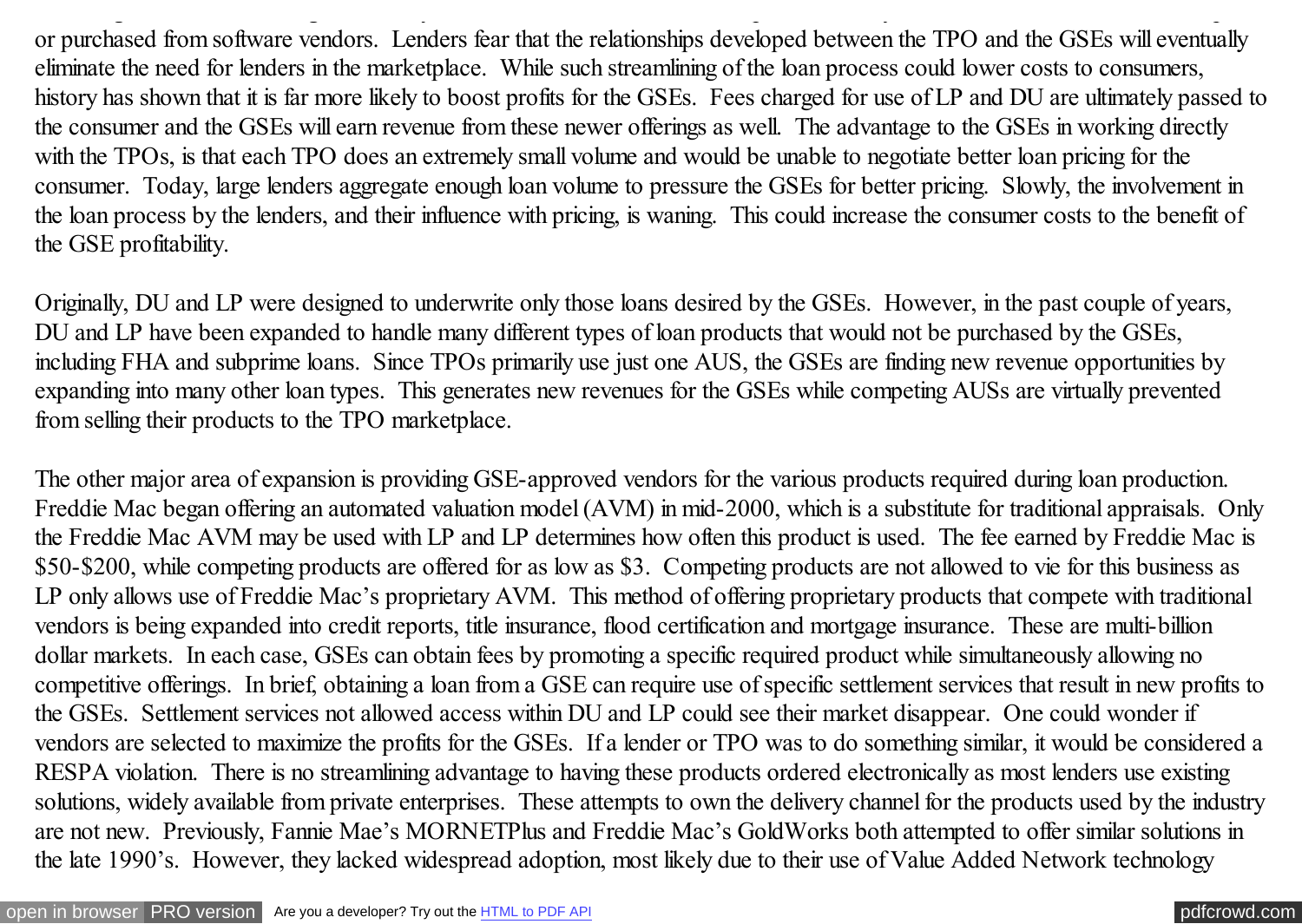or purchased from software vendors. Lenders fear that the relationships developed between the TPO and the GSEs will eventually eliminate the need for lenders in the marketplace. While such streamlining of the loan process could lower costs to consumers, history has shown that it is far more likely to boost profits for the GSEs. Fees charged for use of LP and DU are ultimately passed to the consumer and the GSEs will earn revenue from these newer offerings as well. The advantage to the GSEs in working directly with the TPOs, is that each TPO does an extremely small volume and would be unable to negotiate better loan pricing for the consumer. Today, large lenders aggregate enough loan volume to pressure the GSEs for better pricing. Slowly, the involvement in the loan process by the lenders, and their influence with pricing, is waning. This could increase the consumer costs to the benefit of the GSE profitability.

Originally, DU and LP were designed to underwrite only those loans desired by the GSEs. However, in the past couple of years, DU and LP have been expanded to handle many different types of loan products that would not be purchased by the GSEs, including FHA and subprime loans. Since TPOs primarily use just one AUS, the GSEs are finding new revenue opportunities by expanding into many other loan types. This generates new revenues for the GSEs while competing AUSs are virtually prevented from selling their products to the TPO marketplace.

The other major area of expansion is providing GSE-approved vendors for the various products required during loan production. Freddie Mac began offering an automated valuation model (AVM) in mid-2000, which is a substitute for traditional appraisals. Only the Freddie Mac AVM may be used with LP and LP determines how often this product is used. The fee earned by Freddie Mac is $50-$200, while competing products are offered for as low as $3. Competing products are not allowed to vie for this business as LP only allows use of Freddie Mac's proprietary AVM. This method of offering proprietary products that compete with traditional vendors is being expanded into credit reports, title insurance, flood certification and mortgage insurance. These are multi-billion dollar markets. In each case, GSEs can obtain fees by promoting a specific required product while simultaneously allowing no competitive offerings. In brief, obtaining a loan from a GSE can require use of specific settlement services that result in new profits to the GSEs. Settlement services not allowed access within DU and LP could see their market disappear. One could wonder if vendors are selected to maximize the profits for the GSEs. If a lender or TPO was to do something similar, it would be considered a RESPA violation. There is no streamlining advantage to having these products ordered electronically as most lenders use existing solutions, widely available from private enterprises. These attempts to own the delivery channel for the products used by the industry are not new. Previously, Fannie Mae's MORNETPlus and Freddie Mac's GoldWorks both attempted to offer similar solutions in the late 1990's. However, they lacked widespread adoption, most likely due to their use of Value Added Network technology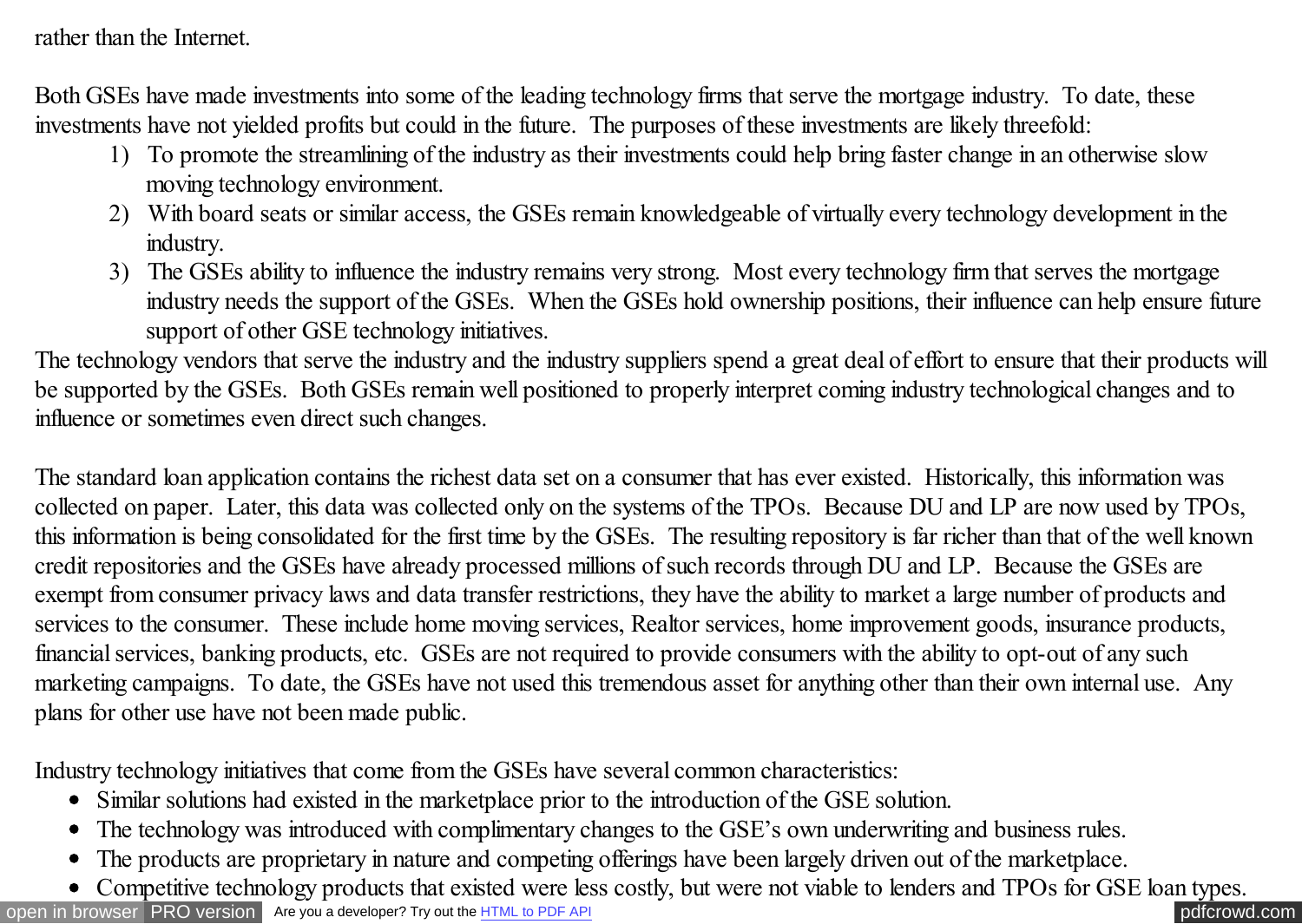rather than the Internet.

Both GSEs have made investments into some of the leading technology firms that serve the mortgage industry. To date, these investments have not yielded profits but could in the future. The purposes of these investments are likely threefold:

1) To promote the streamlining of the industry as their investments could help bring faster change in an otherwise slow moving technology environment.
2) With board seats or similar access, the GSEs remain knowledgeable of virtually every technology development in the industry.
3) The GSEs ability to influence the industry remains very strong. Most every technology firm that serves the mortgage industry needs the support of the GSEs. When the GSEs hold ownership positions, their influence can help ensure future support of other GSE technology initiatives.

The technology vendors that serve the industry and the industry suppliers spend a great deal of effort to ensure that their products will be supported by the GSEs. Both GSEs remain well positioned to properly interpret coming industry technological changes and to influence or sometimes even direct such changes.

The standard loan application contains the richest data set on a consumer that has ever existed. Historically, this information was collected on paper. Later, this data was collected only on the systems of the TPOs. Because DU and LP are now used by TPOs, this information is being consolidated for the first time by the GSEs. The resulting repository is far richer than that of the well known credit repositories and the GSEs have already processed millions of such records through DU and LP. Because the GSEs are exempt from consumer privacy laws and data transfer restrictions, they have the ability to market a large number of products and services to the consumer. These include home moving services, Realtor services, home improvement goods, insurance products, financial services, banking products, etc. GSEs are not required to provide consumers with the ability to opt-out of any such marketing campaigns. To date, the GSEs have not used this tremendous asset for anything other than their own internal use. Any plans for other use have not been made public.

Industry technology initiatives that come from the GSEs have several common characteristics:

- Similar solutions had existed in the marketplace prior to the introduction of the GSE solution.
- The technology was introduced with complimentary changes to the GSE's own underwriting and business rules.
- The products are proprietary in nature and competing offerings have been largely driven out of the marketplace.
- Competitive technology products that existed were less costly, but were not viable to lenders and TPOs for GSE loan types.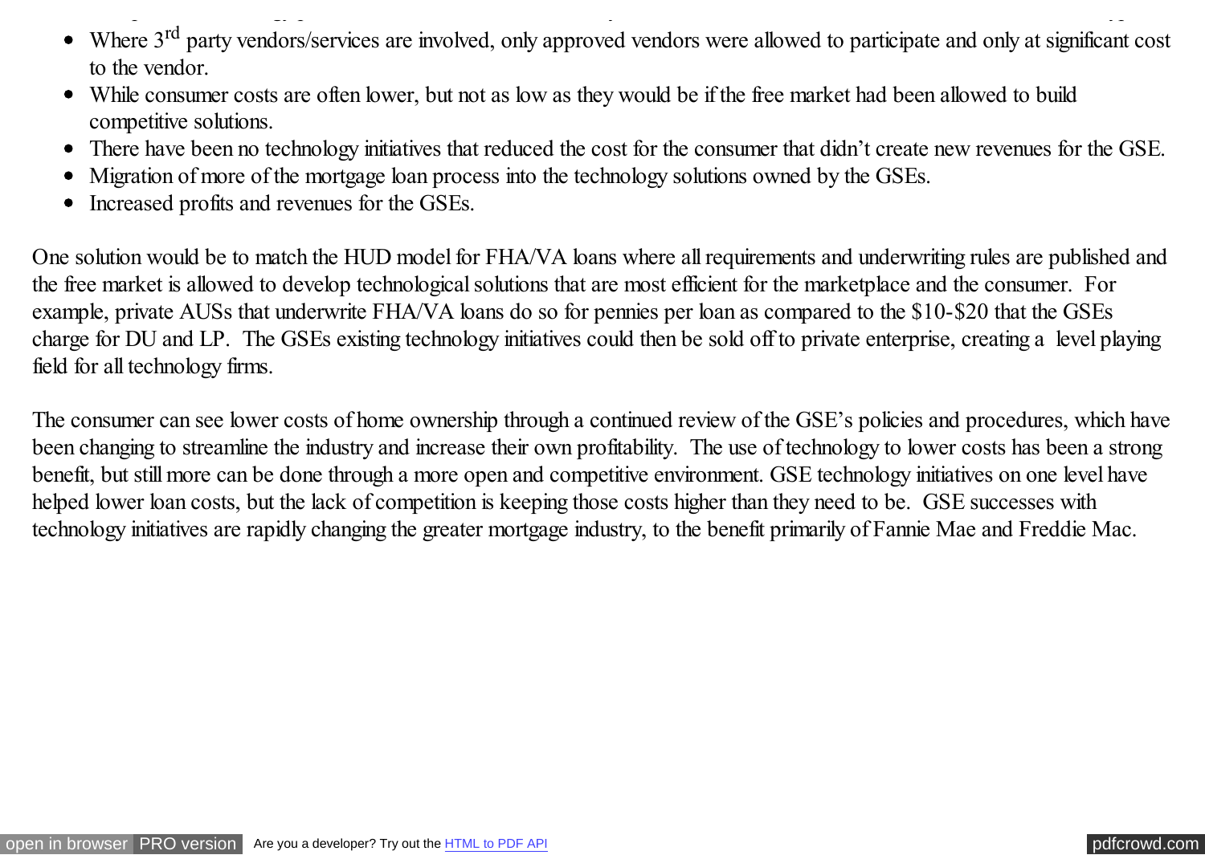- Where 3rd party vendors/services are involved, only approved vendors were allowed to participate and only at significant cost to the vendor.
- While consumer costs are often lower, but not as low as they would be if the free market had been allowed to build competitive solutions.
- There have been no technology initiatives that reduced the cost for the consumer that didn't create new revenues for the GSE.
- Migration of more of the mortgage loan process into the technology solutions owned by the GSEs.
- Increased profits and revenues for the GSEs.

One solution would be to match the HUD model for FHA/VA loans where all requirements and underwriting rules are published and the free market is allowed to develop technological solutions that are most efficient for the marketplace and the consumer. For example, private AUSs that underwrite FHA/VA loans do so for pennies per loan as compared to the $10-$20 that the GSEs charge for DU and LP. The GSEs existing technology initiatives could then be sold off to private enterprise, creating a level playing field for all technology firms.

The consumer can see lower costs of home ownership through a continued review of the GSE's policies and procedures, which have been changing to streamline the industry and increase their own profitability. The use of technology to lower costs has been a strong benefit, but still more can be done through a more open and competitive environment. GSE technology initiatives on one level have helped lower loan costs, but the lack of competition is keeping those costs higher than they need to be. GSE successes with technology initiatives are rapidly changing the greater mortgage industry, to the benefit primarily of Fannie Mae and Freddie Mac.